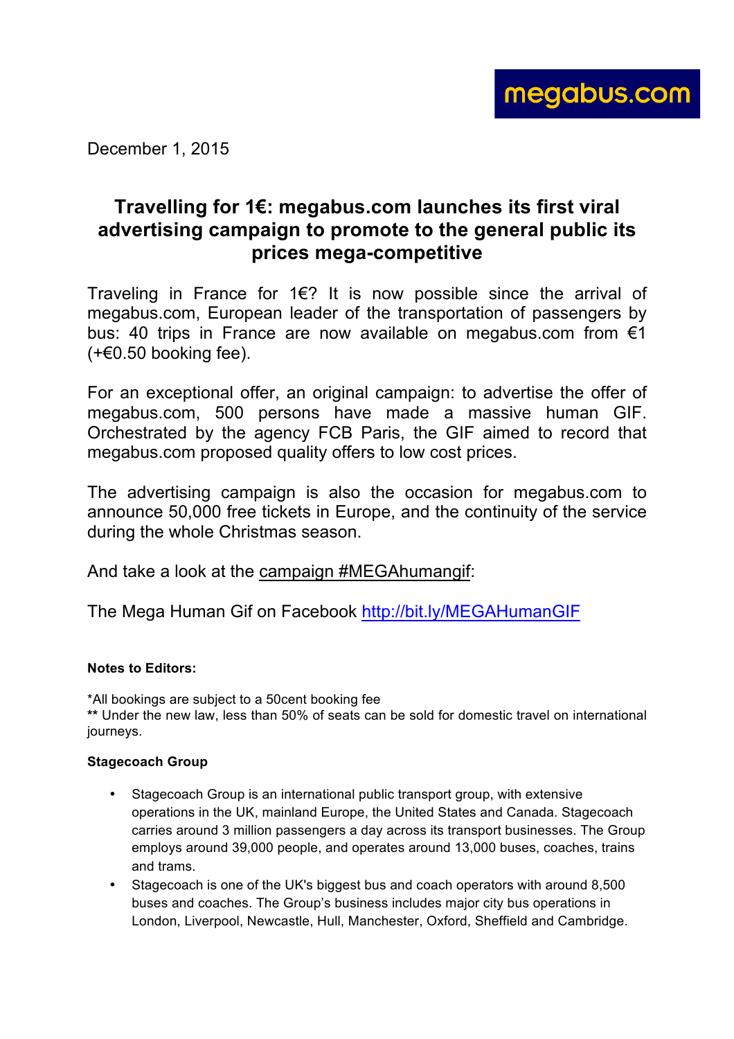megabus.com

December 1, 2015

# Travelling for 1€: megabus.com launches its first viral advertising campaign to promote to the general public its prices mega-competitive

Traveling in France for 1€? It is now possible since the arrival of megabus.com, European leader of the transportation of passengers by bus: 40 trips in France are now available on megabus.com from €1 (+€0.50 booking fee).

For an exceptional offer, an original campaign: to advertise the offer of megabus.com, 500 persons have made a massive human GIF. Orchestrated by the agency FCB Paris, the GIF aimed to record that megabus.com proposed quality offers to low cost prices.

The advertising campaign is also the occasion for megabus.com to announce 50,000 free tickets in Europe, and the continuity of the service during the whole Christmas season.

And take a look at the campaign #MEGAhumangif:

The Mega Human Gif on Facebook http://bit.ly/MEGAHumanGIF

**Notes to Editors:**

*All bookings are subject to a 50cent booking fee
**** Under the new law, less than 50% of seats can be sold for domestic travel on international journeys.

**Stagecoach Group**

- Stagecoach Group is an international public transport group, with extensive operations in the UK, mainland Europe, the United States and Canada. Stagecoach carries around 3 million passengers a day across its transport businesses. The Group employs around 39,000 people, and operates around 13,000 buses, coaches, trains and trams.
- Stagecoach is one of the UK's biggest bus and coach operators with around 8,500 buses and coaches. The Group's business includes major city bus operations in London, Liverpool, Newcastle, Hull, Manchester, Oxford, Sheffield and Cambridge.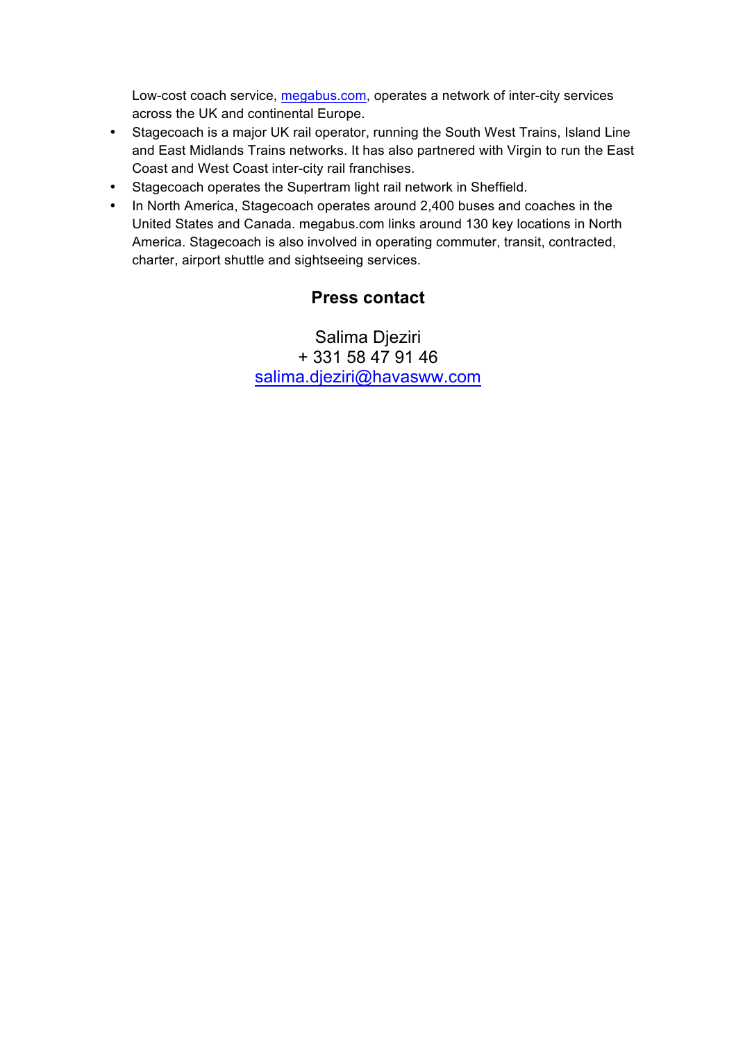Low-cost coach service, megabus.com, operates a network of inter-city services across the UK and continental Europe.

- Stagecoach is a major UK rail operator, running the South West Trains, Island Line and East Midlands Trains networks. It has also partnered with Virgin to run the East Coast and West Coast inter-city rail franchises.
- Stagecoach operates the Supertram light rail network in Sheffield.
- In North America, Stagecoach operates around 2,400 buses and coaches in the United States and Canada. megabus.com links around 130 key locations in North America. Stagecoach is also involved in operating commuter, transit, contracted, charter, airport shuttle and sightseeing services.

**Press contact**

Salima Djeziri
+ 331 58 47 91 46
salima.djeziri@havasww.com